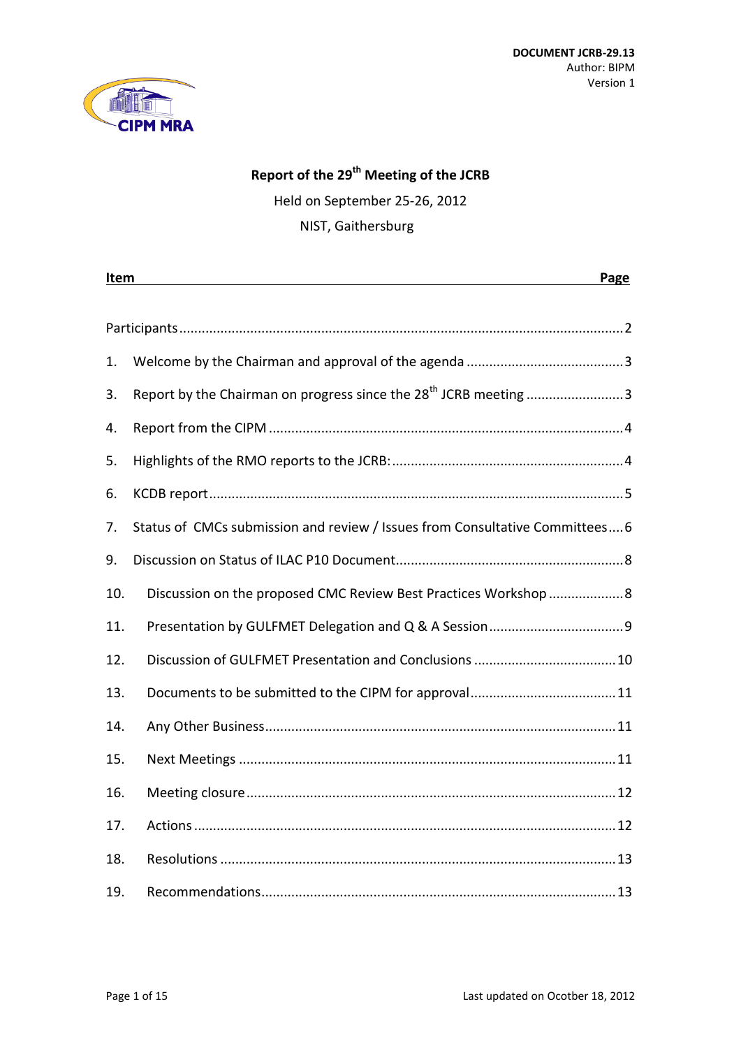**DOCUMENT JCRB-29.13**
Author: BIPM
Version 1

# Report of the 29th Meeting of the JCRB

Held on September 25-26, 2012

NIST, Gaithersburg

| Item | Page |
|---|---|
| Participants | 2 |
| 1. Welcome by the Chairman and approval of the agenda | 3 |
| 3. Report by the Chairman on progress since the 28th JCRB meeting | 3 |
| 4. Report from the CIPM | 4 |
| 5. Highlights of the RMO reports to the JCRB: | 4 |
| 6. KCDB report | 5 |
| 7. Status of CMCs submission and review / Issues from Consultative Committees | 6 |
| 9. Discussion on Status of ILAC P10 Document | 8 |
| 10. Discussion on the proposed CMC Review Best Practices Workshop | 8 |
| 11. Presentation by GULFMET Delegation and Q & A Session | 9 |
| 12. Discussion of GULFMET Presentation and Conclusions | 10 |
| 13. Documents to be submitted to the CIPM for approval | 11 |
| 14. Any Other Business | 11 |
| 15. Next Meetings | 11 |
| 16. Meeting closure | 12 |
| 17. Actions | 12 |
| 18. Resolutions | 13 |
| 19. Recommendations | 13 |

Last updated on Octcber 18, 2012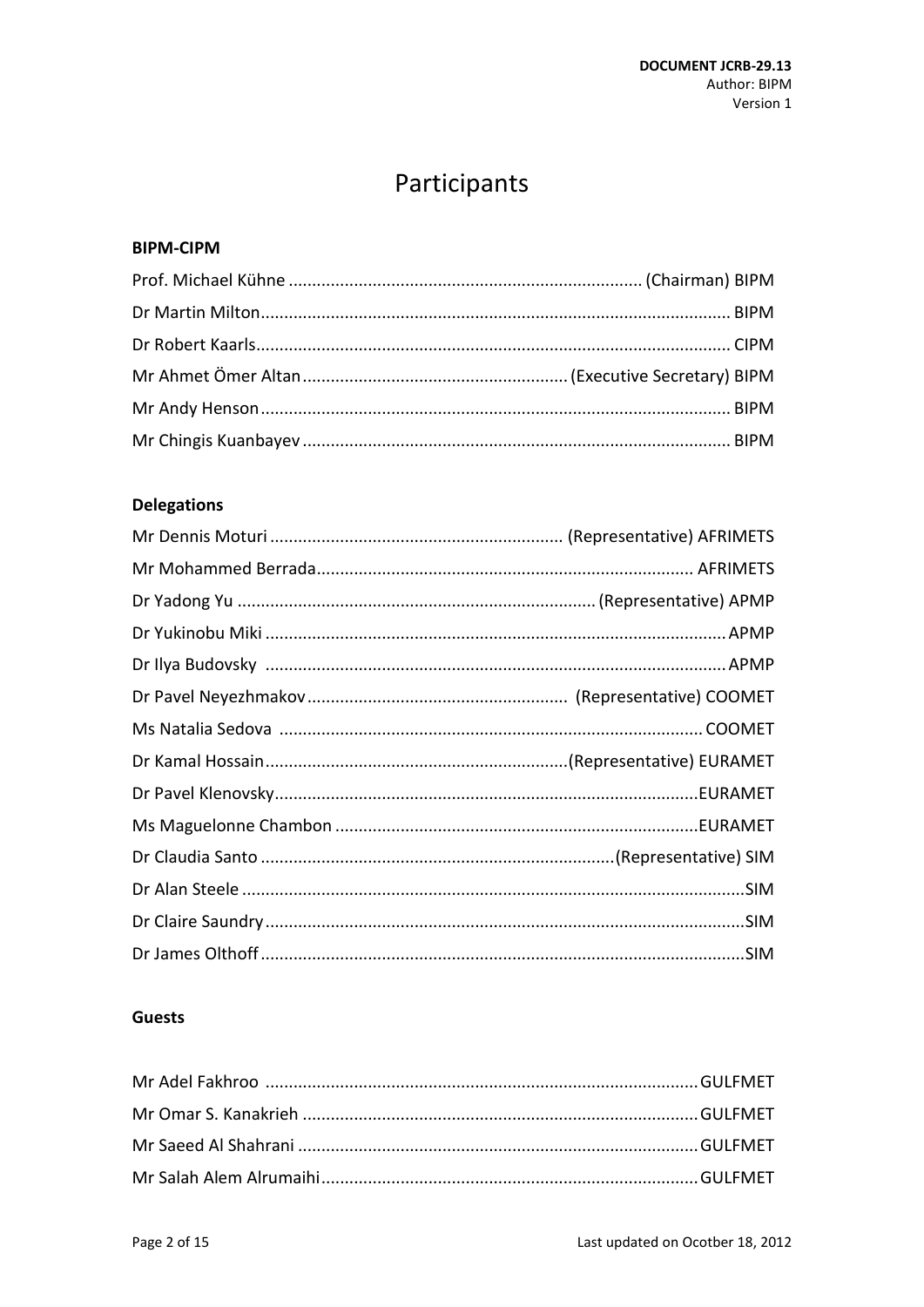# Participants

**BIPM-CIPM**

Prof. Michael Kühne ........................................................................... (Chairman) BIPM

Dr Martin Milton.................................................................................................... BIPM

Dr Robert Kaarls..................................................................................................... CIPM

Mr Ahmet Ömer Altan......................................................... (Executive Secretary) BIPM

Mr Andy Henson.................................................................................................... BIPM

Mr Chingis Kuanbayev ........................................................................................... BIPM

**Delegations**

Mr Dennis Moturi .............................................................. (Representative) AFRIMETS

Mr Mohammed Berrada................................................................................ AFRIMETS

Dr Yadong Yu ............................................................................ (Representative) APMP

Dr Yukinobu Miki .................................................................................................. APMP

Dr Ilya Budovsky .................................................................................................. APMP

Dr Pavel Neyezhmakov ....................................................... (Representative) COOMET

Ms Natalia Sedova .......................................................................................... COOMET

Dr Kamal Hossain................................................................(Representative) EURAMET

Dr Pavel Klenovsky.........................................................................................EURAMET

Ms Maguelonne Chambon .............................................................................EURAMET

Dr Claudia Santo ...........................................................................(Representative) SIM

Dr Alan Steele ...........................................................................................................SIM

Dr Claire Saundry .......................................................................................................SIM

Dr James Olthoff .......................................................................................................SIM

**Guests**

Mr Adel Fakhroo ............................................................................................ GULFMET

Mr Omar S. Kanakrieh .................................................................................... GULFMET

Mr Saeed Al Shahrani ..................................................................................... GULFMET

Mr Salah Alem Alrumaihi................................................................................ GULFMET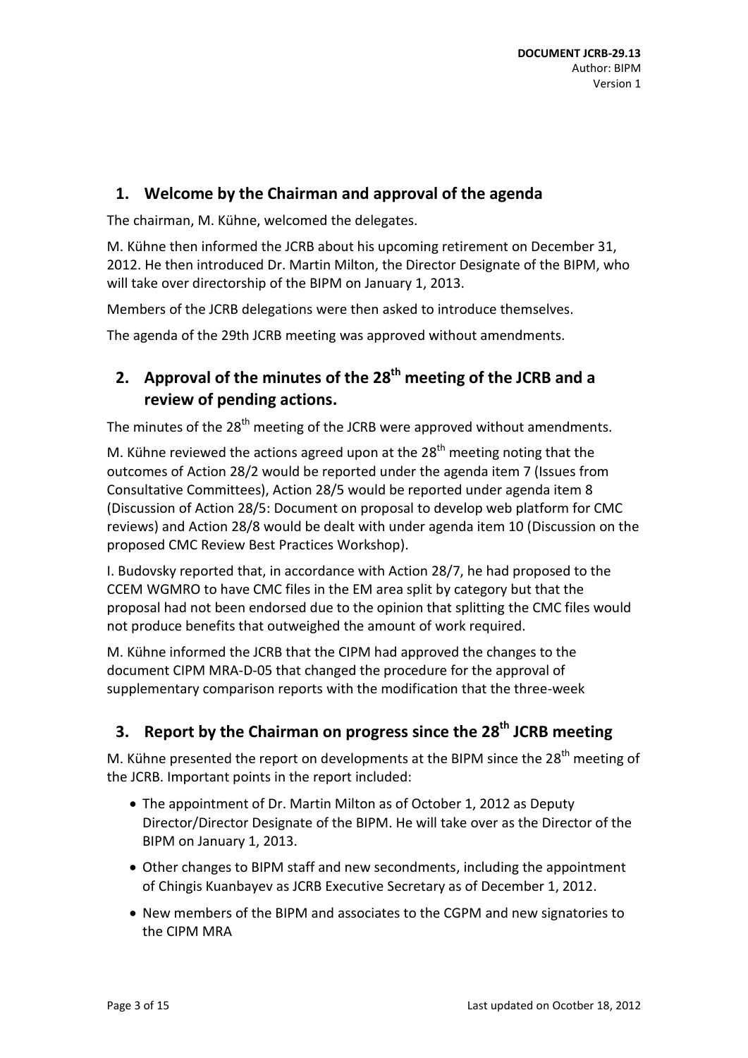## 1. Welcome by the Chairman and approval of the agenda

The chairman, M. Kühne, welcomed the delegates.

M. Kühne then informed the JCRB about his upcoming retirement on December 31, 2012. He then introduced Dr. Martin Milton, the Director Designate of the BIPM, who will take over directorship of the BIPM on January 1, 2013.

Members of the JCRB delegations were then asked to introduce themselves.

The agenda of the 29th JCRB meeting was approved without amendments.

## 2. Approval of the minutes of the 28th meeting of the JCRB and a review of pending actions.

The minutes of the 28th meeting of the JCRB were approved without amendments.

M. Kühne reviewed the actions agreed upon at the 28th meeting noting that the outcomes of Action 28/2 would be reported under the agenda item 7 (Issues from Consultative Committees), Action 28/5 would be reported under agenda item 8 (Discussion of Action 28/5: Document on proposal to develop web platform for CMC reviews) and Action 28/8 would be dealt with under agenda item 10 (Discussion on the proposed CMC Review Best Practices Workshop).

I. Budovsky reported that, in accordance with Action 28/7, he had proposed to the CCEM WGMRO to have CMC files in the EM area split by category but that the proposal had not been endorsed due to the opinion that splitting the CMC files would not produce benefits that outweighed the amount of work required.

M. Kühne informed the JCRB that the CIPM had approved the changes to the document CIPM MRA-D-05 that changed the procedure for the approval of supplementary comparison reports with the modification that the three-week

## 3. Report by the Chairman on progress since the 28th JCRB meeting

M. Kühne presented the report on developments at the BIPM since the 28th meeting of the JCRB. Important points in the report included:

- The appointment of Dr. Martin Milton as of October 1, 2012 as Deputy Director/Director Designate of the BIPM. He will take over as the Director of the BIPM on January 1, 2013.
- Other changes to BIPM staff and new secondments, including the appointment of Chingis Kuanbayev as JCRB Executive Secretary as of December 1, 2012.
- New members of the BIPM and associates to the CGPM and new signatories to the CIPM MRA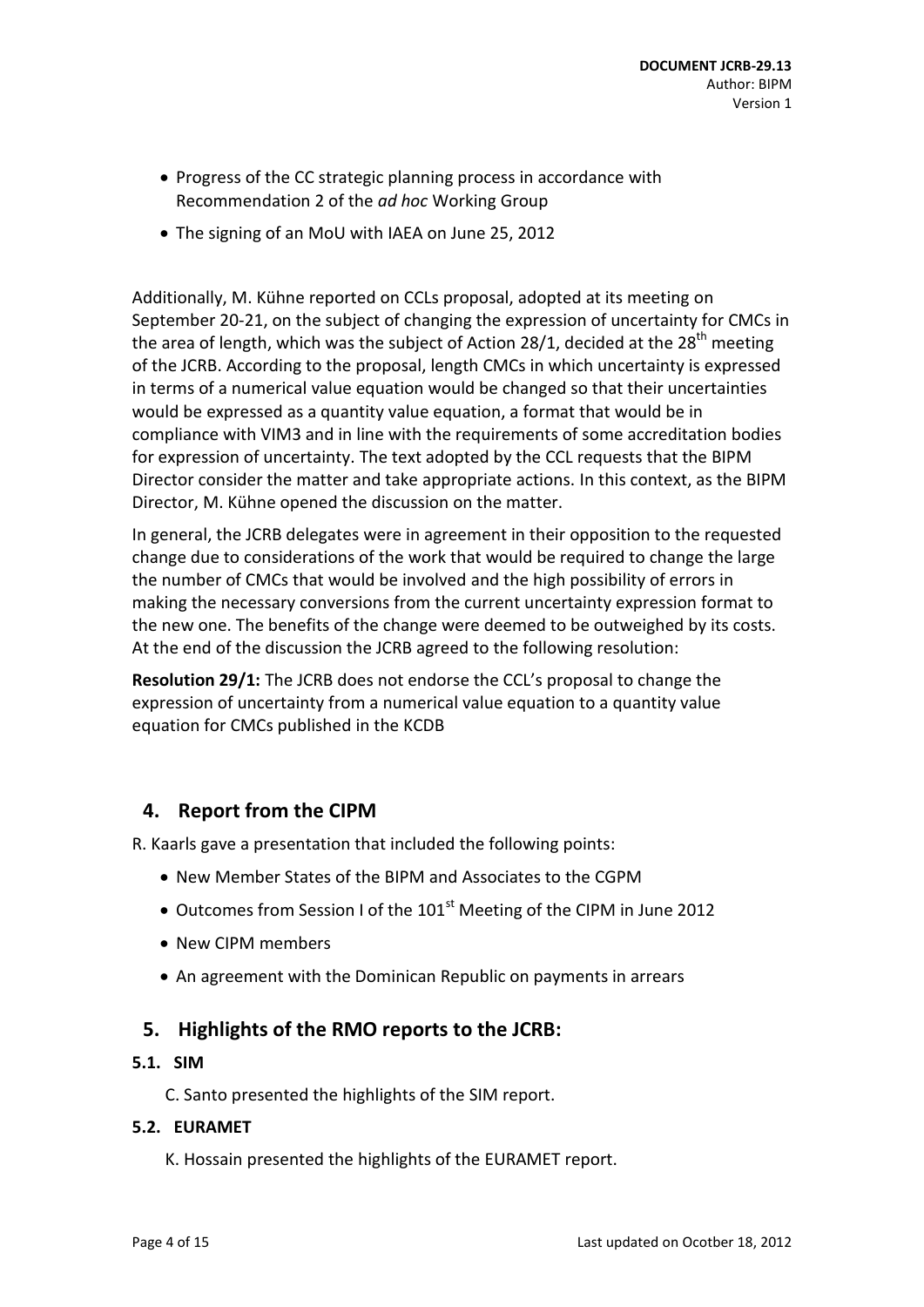- Progress of the CC strategic planning process in accordance with Recommendation 2 of the *ad hoc* Working Group
- The signing of an MoU with IAEA on June 25, 2012

Additionally, M. Kühne reported on CCLs proposal, adopted at its meeting on September 20-21, on the subject of changing the expression of uncertainty for CMCs in the area of length, which was the subject of Action 28/1, decided at the 28th meeting of the JCRB. According to the proposal, length CMCs in which uncertainty is expressed in terms of a numerical value equation would be changed so that their uncertainties would be expressed as a quantity value equation, a format that would be in compliance with VIM3 and in line with the requirements of some accreditation bodies for expression of uncertainty. The text adopted by the CCL requests that the BIPM Director consider the matter and take appropriate actions. In this context, as the BIPM Director, M. Kühne opened the discussion on the matter.

In general, the JCRB delegates were in agreement in their opposition to the requested change due to considerations of the work that would be required to change the large the number of CMCs that would be involved and the high possibility of errors in making the necessary conversions from the current uncertainty expression format to the new one. The benefits of the change were deemed to be outweighed by its costs. At the end of the discussion the JCRB agreed to the following resolution:

**Resolution 29/1:** The JCRB does not endorse the CCL's proposal to change the expression of uncertainty from a numerical value equation to a quantity value equation for CMCs published in the KCDB

## 4. Report from the CIPM

R. Kaarls gave a presentation that included the following points:

- New Member States of the BIPM and Associates to the CGPM
- Outcomes from Session I of the 101st Meeting of the CIPM in June 2012
- New CIPM members
- An agreement with the Dominican Republic on payments in arrears

## 5. Highlights of the RMO reports to the JCRB:

### 5.1. SIM

C. Santo presented the highlights of the SIM report.

### 5.2. EURAMET

K. Hossain presented the highlights of the EURAMET report.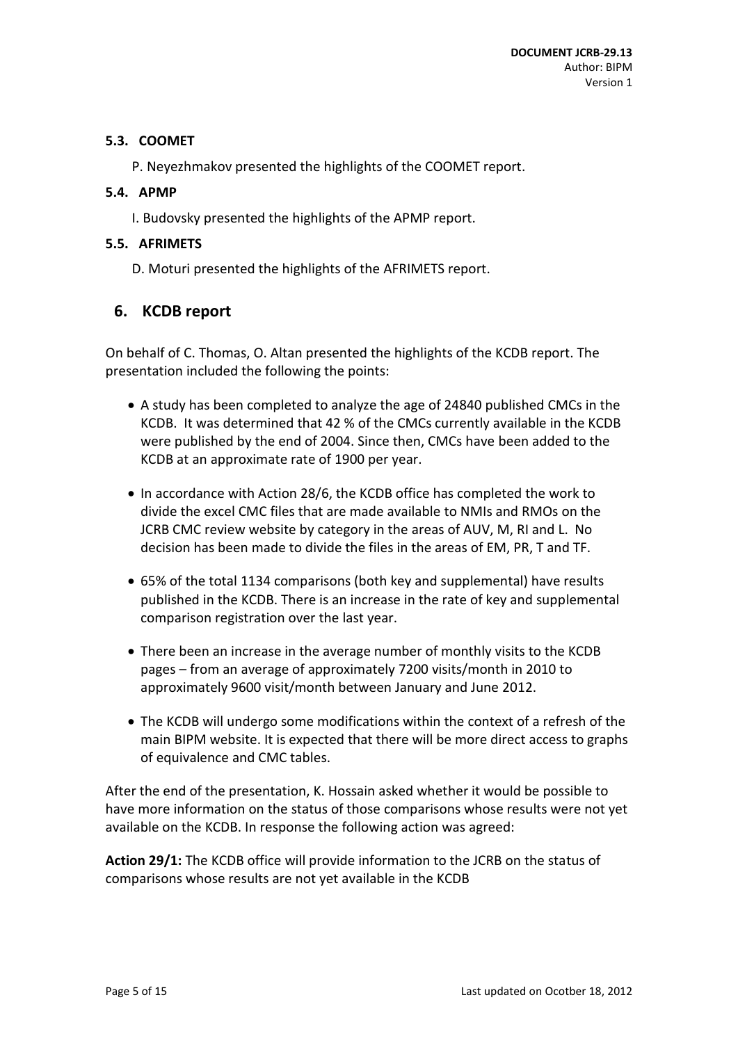### 5.3. COOMET

P. Neyezhmakov presented the highlights of the COOMET report.

### 5.4. APMP

I. Budovsky presented the highlights of the APMP report.

### 5.5. AFRIMETS

D. Moturi presented the highlights of the AFRIMETS report.

## 6. KCDB report

On behalf of C. Thomas, O. Altan presented the highlights of the KCDB report. The presentation included the following the points:

- A study has been completed to analyze the age of 24840 published CMCs in the KCDB. It was determined that 42 % of the CMCs currently available in the KCDB were published by the end of 2004. Since then, CMCs have been added to the KCDB at an approximate rate of 1900 per year.
- In accordance with Action 28/6, the KCDB office has completed the work to divide the excel CMC files that are made available to NMIs and RMOs on the JCRB CMC review website by category in the areas of AUV, M, RI and L. No decision has been made to divide the files in the areas of EM, PR, T and TF.
- 65% of the total 1134 comparisons (both key and supplemental) have results published in the KCDB. There is an increase in the rate of key and supplemental comparison registration over the last year.
- There been an increase in the average number of monthly visits to the KCDB pages – from an average of approximately 7200 visits/month in 2010 to approximately 9600 visit/month between January and June 2012.
- The KCDB will undergo some modifications within the context of a refresh of the main BIPM website. It is expected that there will be more direct access to graphs of equivalence and CMC tables.

After the end of the presentation, K. Hossain asked whether it would be possible to have more information on the status of those comparisons whose results were not yet available on the KCDB. In response the following action was agreed:

**Action 29/1:** The KCDB office will provide information to the JCRB on the status of comparisons whose results are not yet available in the KCDB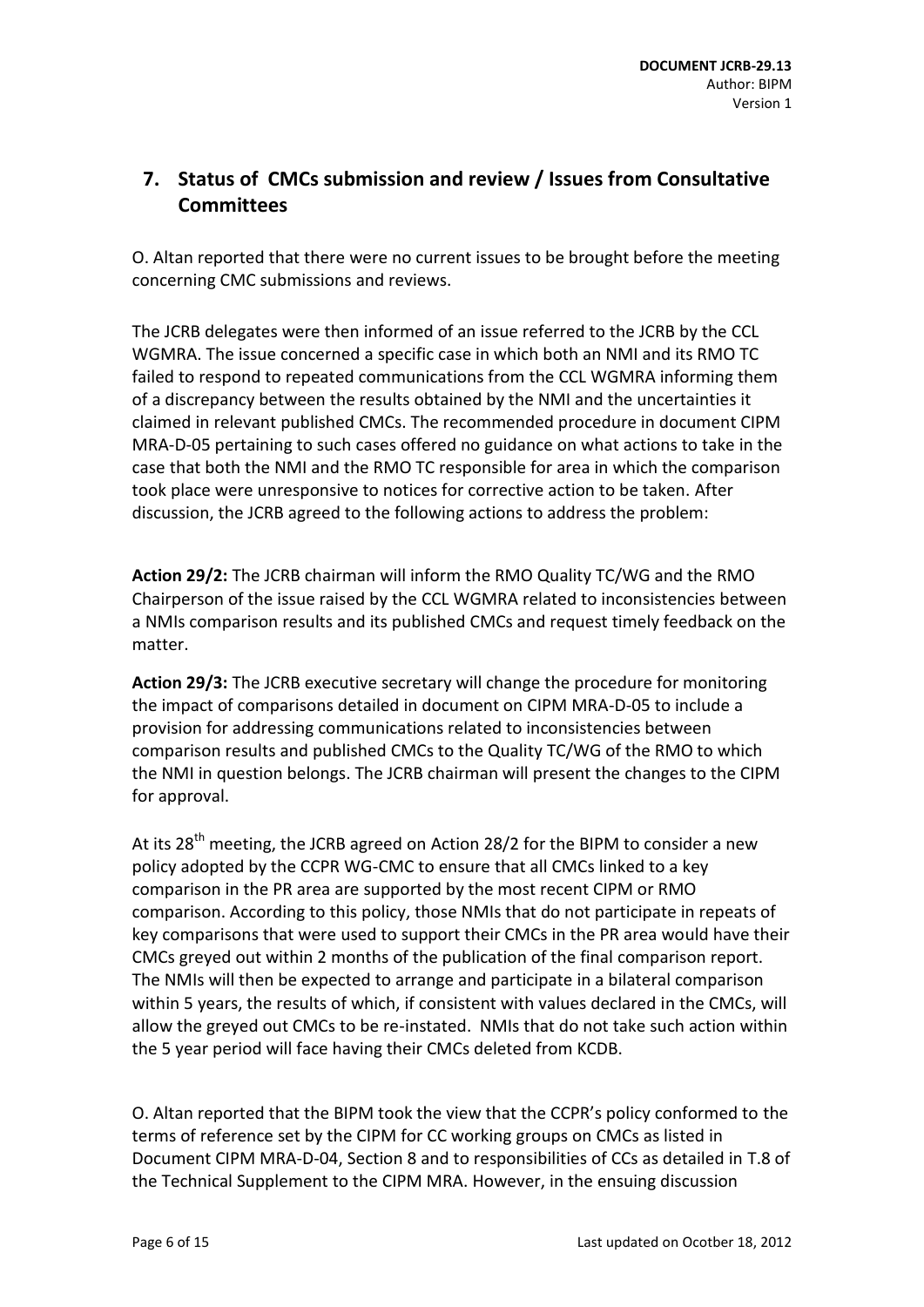## 7. Status of CMCs submission and review / Issues from Consultative Committees

O. Altan reported that there were no current issues to be brought before the meeting concerning CMC submissions and reviews.

The JCRB delegates were then informed of an issue referred to the JCRB by the CCL WGMRA. The issue concerned a specific case in which both an NMI and its RMO TC failed to respond to repeated communications from the CCL WGMRA informing them of a discrepancy between the results obtained by the NMI and the uncertainties it claimed in relevant published CMCs. The recommended procedure in document CIPM MRA-D-05 pertaining to such cases offered no guidance on what actions to take in the case that both the NMI and the RMO TC responsible for area in which the comparison took place were unresponsive to notices for corrective action to be taken. After discussion, the JCRB agreed to the following actions to address the problem:

**Action 29/2:** The JCRB chairman will inform the RMO Quality TC/WG and the RMO Chairperson of the issue raised by the CCL WGMRA related to inconsistencies between a NMIs comparison results and its published CMCs and request timely feedback on the matter.

**Action 29/3:** The JCRB executive secretary will change the procedure for monitoring the impact of comparisons detailed in document on CIPM MRA-D-05 to include a provision for addressing communications related to inconsistencies between comparison results and published CMCs to the Quality TC/WG of the RMO to which the NMI in question belongs. The JCRB chairman will present the changes to the CIPM for approval.

At its 28th meeting, the JCRB agreed on Action 28/2 for the BIPM to consider a new policy adopted by the CCPR WG-CMC to ensure that all CMCs linked to a key comparison in the PR area are supported by the most recent CIPM or RMO comparison. According to this policy, those NMIs that do not participate in repeats of key comparisons that were used to support their CMCs in the PR area would have their CMCs greyed out within 2 months of the publication of the final comparison report. The NMIs will then be expected to arrange and participate in a bilateral comparison within 5 years, the results of which, if consistent with values declared in the CMCs, will allow the greyed out CMCs to be re-instated. NMIs that do not take such action within the 5 year period will face having their CMCs deleted from KCDB.

O. Altan reported that the BIPM took the view that the CCPR's policy conformed to the terms of reference set by the CIPM for CC working groups on CMCs as listed in Document CIPM MRA-D-04, Section 8 and to responsibilities of CCs as detailed in T.8 of the Technical Supplement to the CIPM MRA. However, in the ensuing discussion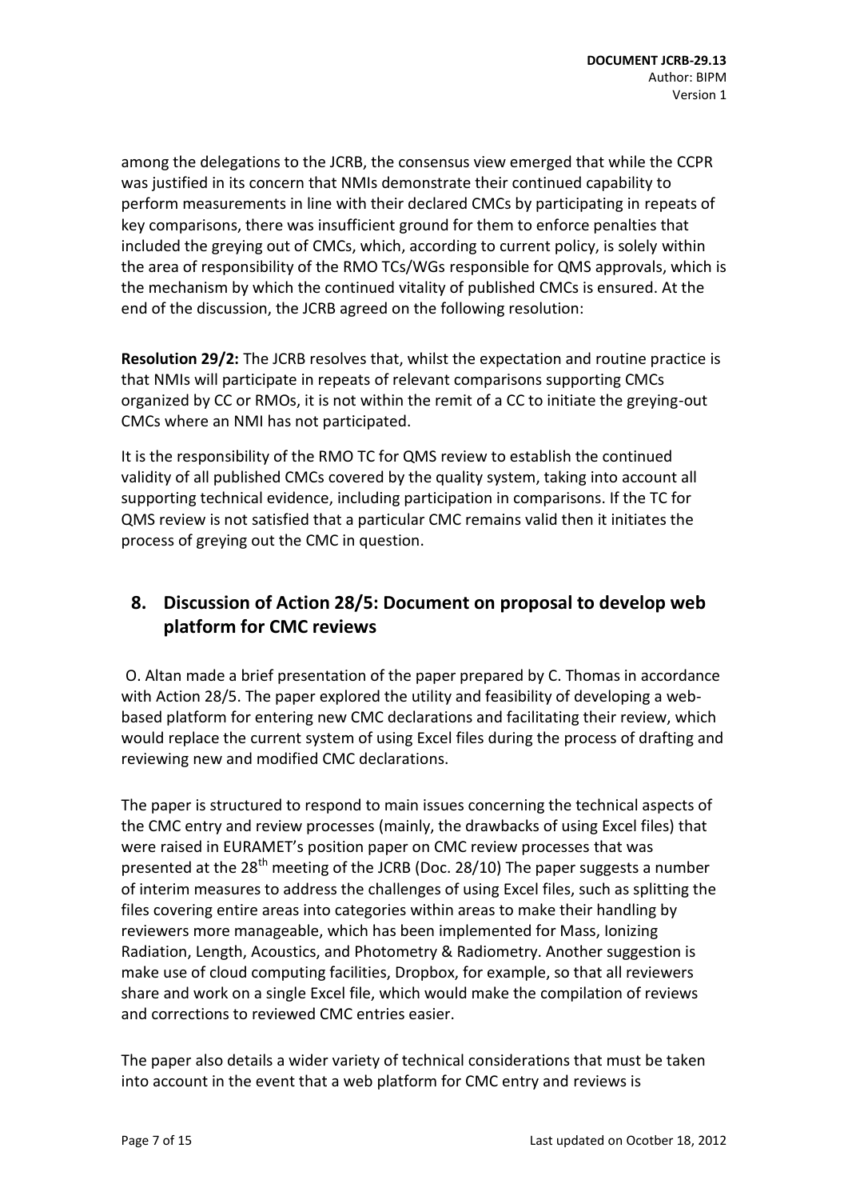among the delegations to the JCRB, the consensus view emerged that while the CCPR was justified in its concern that NMIs demonstrate their continued capability to perform measurements in line with their declared CMCs by participating in repeats of key comparisons, there was insufficient ground for them to enforce penalties that included the greying out of CMCs, which, according to current policy, is solely within the area of responsibility of the RMO TCs/WGs responsible for QMS approvals, which is the mechanism by which the continued vitality of published CMCs is ensured. At the end of the discussion, the JCRB agreed on the following resolution:

**Resolution 29/2:** The JCRB resolves that, whilst the expectation and routine practice is that NMIs will participate in repeats of relevant comparisons supporting CMCs organized by CC or RMOs, it is not within the remit of a CC to initiate the greying-out CMCs where an NMI has not participated.

It is the responsibility of the RMO TC for QMS review to establish the continued validity of all published CMCs covered by the quality system, taking into account all supporting technical evidence, including participation in comparisons. If the TC for QMS review is not satisfied that a particular CMC remains valid then it initiates the process of greying out the CMC in question.

## 8. Discussion of Action 28/5: Document on proposal to develop web platform for CMC reviews

O. Altan made a brief presentation of the paper prepared by C. Thomas in accordance with Action 28/5. The paper explored the utility and feasibility of developing a web-based platform for entering new CMC declarations and facilitating their review, which would replace the current system of using Excel files during the process of drafting and reviewing new and modified CMC declarations.

The paper is structured to respond to main issues concerning the technical aspects of the CMC entry and review processes (mainly, the drawbacks of using Excel files) that were raised in EURAMET's position paper on CMC review processes that was presented at the 28th meeting of the JCRB (Doc. 28/10) The paper suggests a number of interim measures to address the challenges of using Excel files, such as splitting the files covering entire areas into categories within areas to make their handling by reviewers more manageable, which has been implemented for Mass, Ionizing Radiation, Length, Acoustics, and Photometry & Radiometry. Another suggestion is make use of cloud computing facilities, Dropbox, for example, so that all reviewers share and work on a single Excel file, which would make the compilation of reviews and corrections to reviewed CMC entries easier.

The paper also details a wider variety of technical considerations that must be taken into account in the event that a web platform for CMC entry and reviews is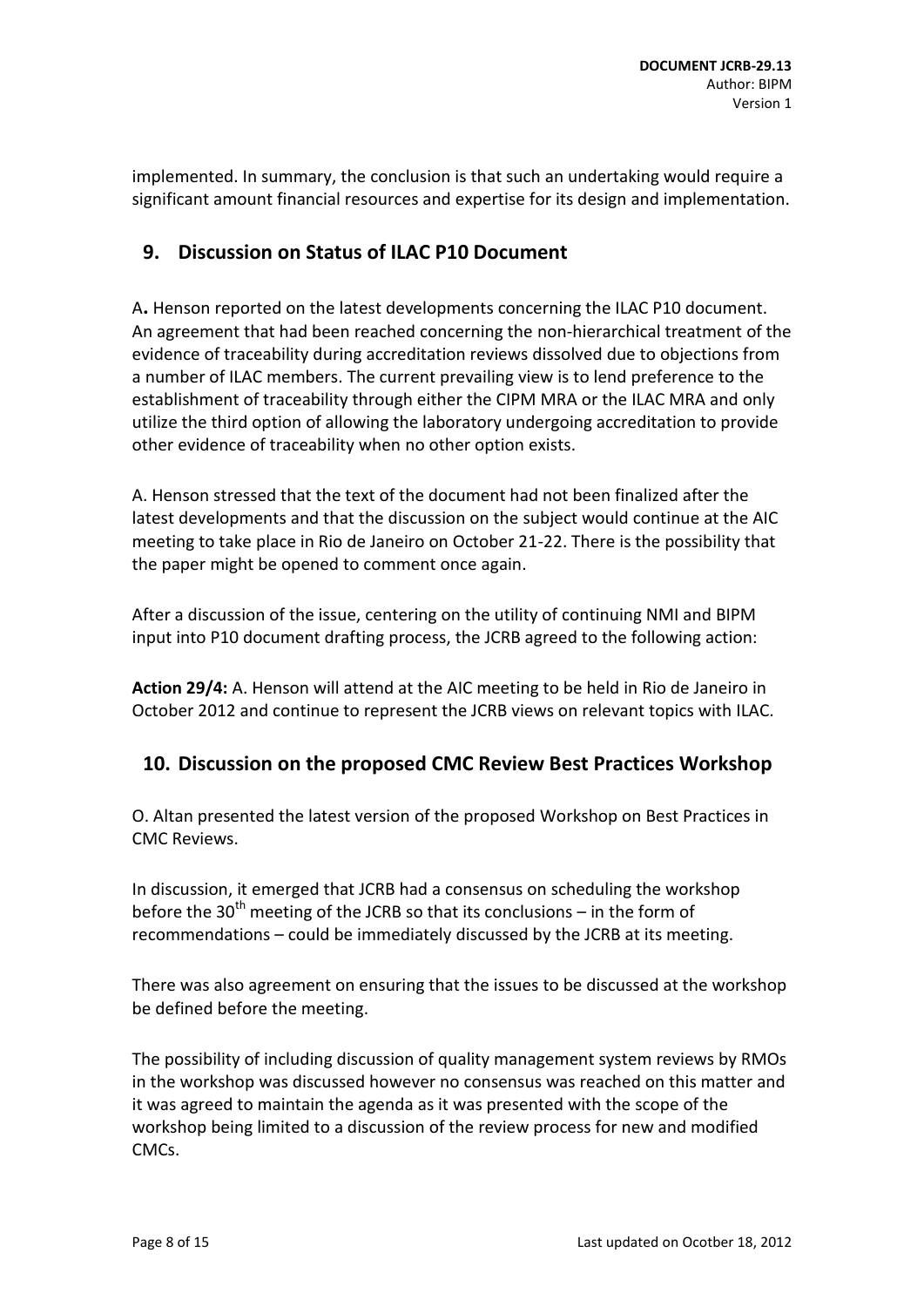implemented. In summary, the conclusion is that such an undertaking would require a significant amount financial resources and expertise for its design and implementation.

## 9. Discussion on Status of ILAC P10 Document

A**.** Henson reported on the latest developments concerning the ILAC P10 document. An agreement that had been reached concerning the non-hierarchical treatment of the evidence of traceability during accreditation reviews dissolved due to objections from a number of ILAC members. The current prevailing view is to lend preference to the establishment of traceability through either the CIPM MRA or the ILAC MRA and only utilize the third option of allowing the laboratory undergoing accreditation to provide other evidence of traceability when no other option exists.

A. Henson stressed that the text of the document had not been finalized after the latest developments and that the discussion on the subject would continue at the AIC meeting to take place in Rio de Janeiro on October 21-22. There is the possibility that the paper might be opened to comment once again.

After a discussion of the issue, centering on the utility of continuing NMI and BIPM input into P10 document drafting process, the JCRB agreed to the following action:

**Action 29/4:** A. Henson will attend at the AIC meeting to be held in Rio de Janeiro in October 2012 and continue to represent the JCRB views on relevant topics with ILAC.

## 10. Discussion on the proposed CMC Review Best Practices Workshop

O. Altan presented the latest version of the proposed Workshop on Best Practices in CMC Reviews.

In discussion, it emerged that JCRB had a consensus on scheduling the workshop before the 30th meeting of the JCRB so that its conclusions – in the form of recommendations – could be immediately discussed by the JCRB at its meeting.

There was also agreement on ensuring that the issues to be discussed at the workshop be defined before the meeting.

The possibility of including discussion of quality management system reviews by RMOs in the workshop was discussed however no consensus was reached on this matter and it was agreed to maintain the agenda as it was presented with the scope of the workshop being limited to a discussion of the review process for new and modified CMCs.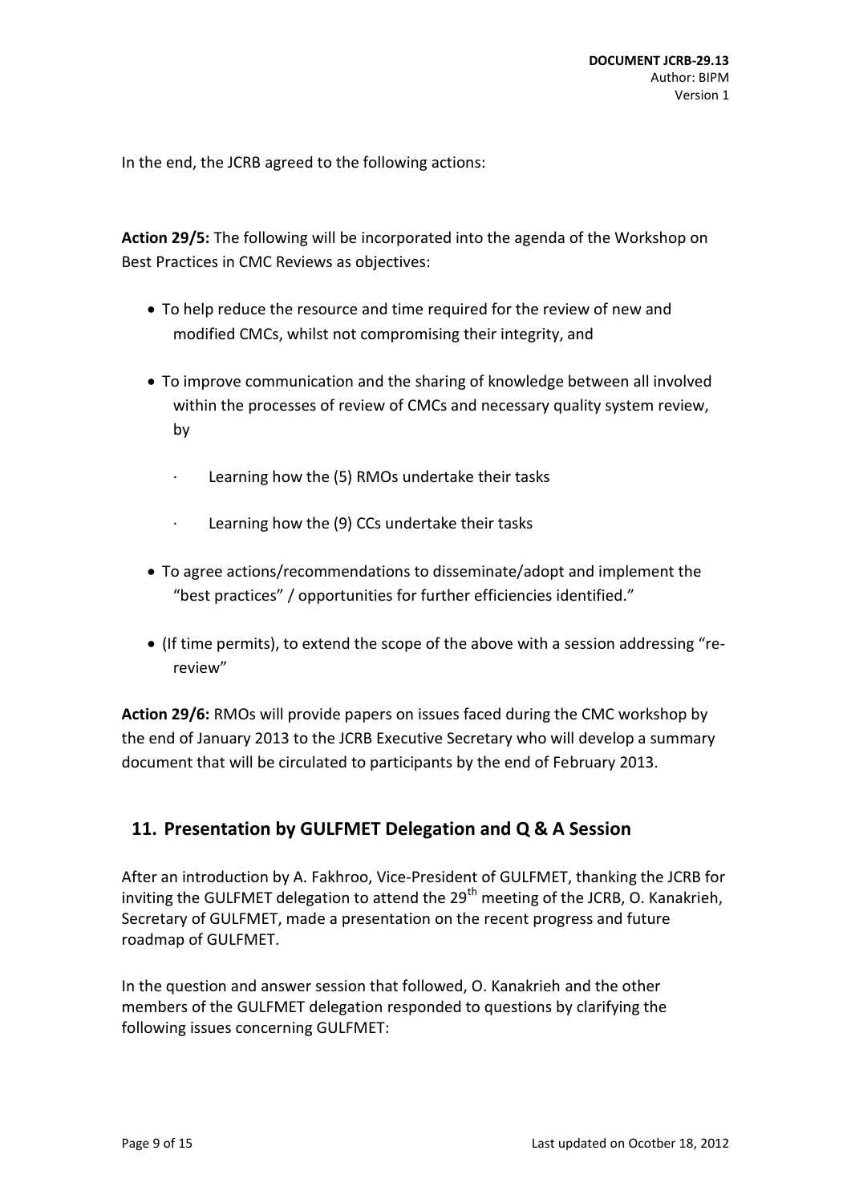In the end, the JCRB agreed to the following actions:

**Action 29/5:** The following will be incorporated into the agenda of the Workshop on Best Practices in CMC Reviews as objectives:

- To help reduce the resource and time required for the review of new and modified CMCs, whilst not compromising their integrity, and
- To improve communication and the sharing of knowledge between all involved within the processes of review of CMCs and necessary quality system review, by
  - Learning how the (5) RMOs undertake their tasks
  - Learning how the (9) CCs undertake their tasks
- To agree actions/recommendations to disseminate/adopt and implement the "best practices" / opportunities for further efficiencies identified."
- (If time permits), to extend the scope of the above with a session addressing "re-review"

**Action 29/6:** RMOs will provide papers on issues faced during the CMC workshop by the end of January 2013 to the JCRB Executive Secretary who will develop a summary document that will be circulated to participants by the end of February 2013.

## 11. Presentation by GULFMET Delegation and Q & A Session

After an introduction by A. Fakhroo, Vice-President of GULFMET, thanking the JCRB for inviting the GULFMET delegation to attend the 29th meeting of the JCRB, O. Kanakrieh, Secretary of GULFMET, made a presentation on the recent progress and future roadmap of GULFMET.

In the question and answer session that followed, O. Kanakrieh and the other members of the GULFMET delegation responded to questions by clarifying the following issues concerning GULFMET: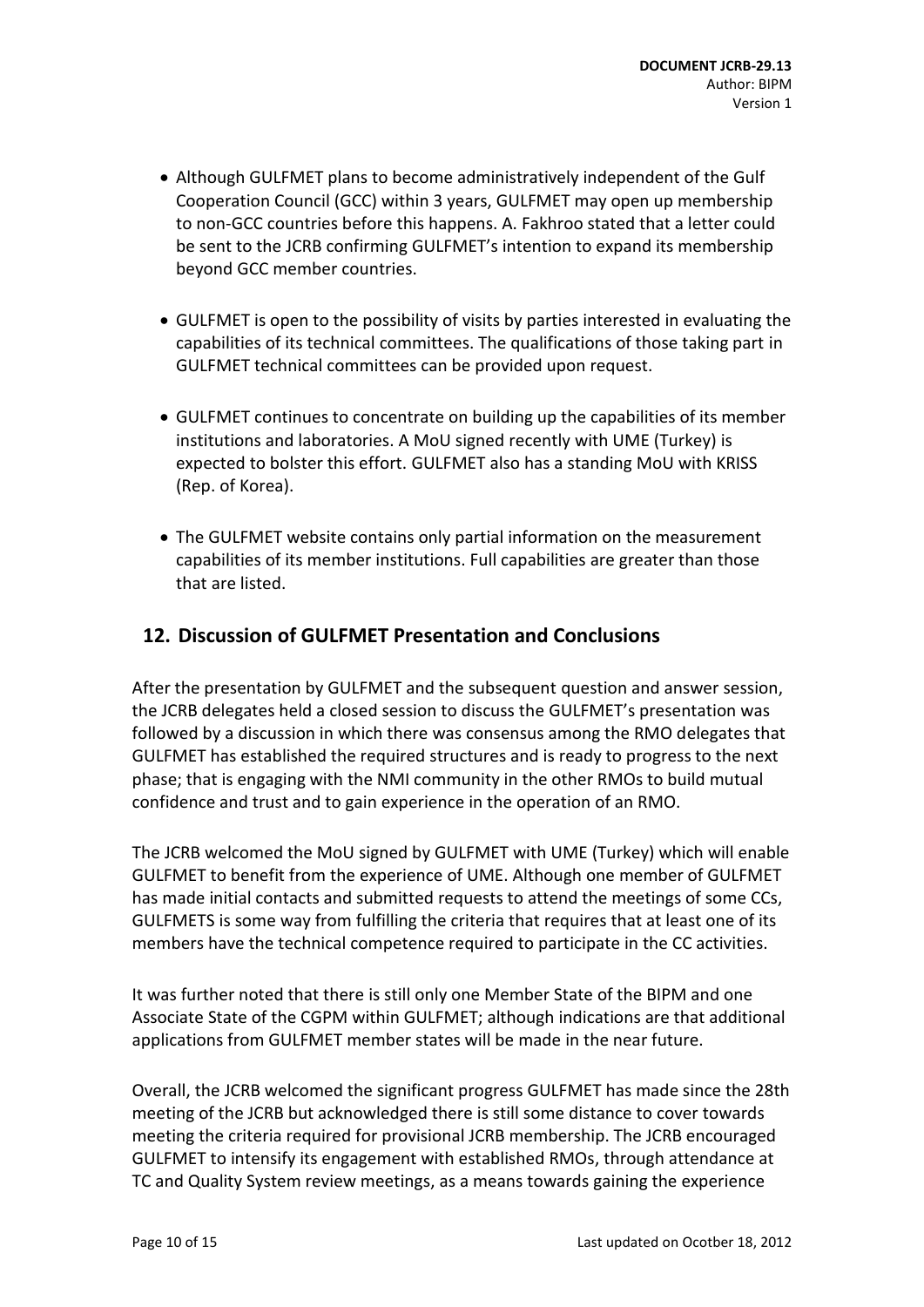- Although GULFMET plans to become administratively independent of the Gulf Cooperation Council (GCC) within 3 years, GULFMET may open up membership to non-GCC countries before this happens. A. Fakhroo stated that a letter could be sent to the JCRB confirming GULFMET's intention to expand its membership beyond GCC member countries.

- GULFMET is open to the possibility of visits by parties interested in evaluating the capabilities of its technical committees. The qualifications of those taking part in GULFMET technical committees can be provided upon request.

- GULFMET continues to concentrate on building up the capabilities of its member institutions and laboratories. A MoU signed recently with UME (Turkey) is expected to bolster this effort. GULFMET also has a standing MoU with KRISS (Rep. of Korea).

- The GULFMET website contains only partial information on the measurement capabilities of its member institutions. Full capabilities are greater than those that are listed.

## 12. Discussion of GULFMET Presentation and Conclusions

After the presentation by GULFMET and the subsequent question and answer session, the JCRB delegates held a closed session to discuss the GULFMET's presentation was followed by a discussion in which there was consensus among the RMO delegates that GULFMET has established the required structures and is ready to progress to the next phase; that is engaging with the NMI community in the other RMOs to build mutual confidence and trust and to gain experience in the operation of an RMO.

The JCRB welcomed the MoU signed by GULFMET with UME (Turkey) which will enable GULFMET to benefit from the experience of UME. Although one member of GULFMET has made initial contacts and submitted requests to attend the meetings of some CCs, GULFMETS is some way from fulfilling the criteria that requires that at least one of its members have the technical competence required to participate in the CC activities.

It was further noted that there is still only one Member State of the BIPM and one Associate State of the CGPM within GULFMET; although indications are that additional applications from GULFMET member states will be made in the near future.

Overall, the JCRB welcomed the significant progress GULFMET has made since the 28th meeting of the JCRB but acknowledged there is still some distance to cover towards meeting the criteria required for provisional JCRB membership. The JCRB encouraged GULFMET to intensify its engagement with established RMOs, through attendance at TC and Quality System review meetings, as a means towards gaining the experience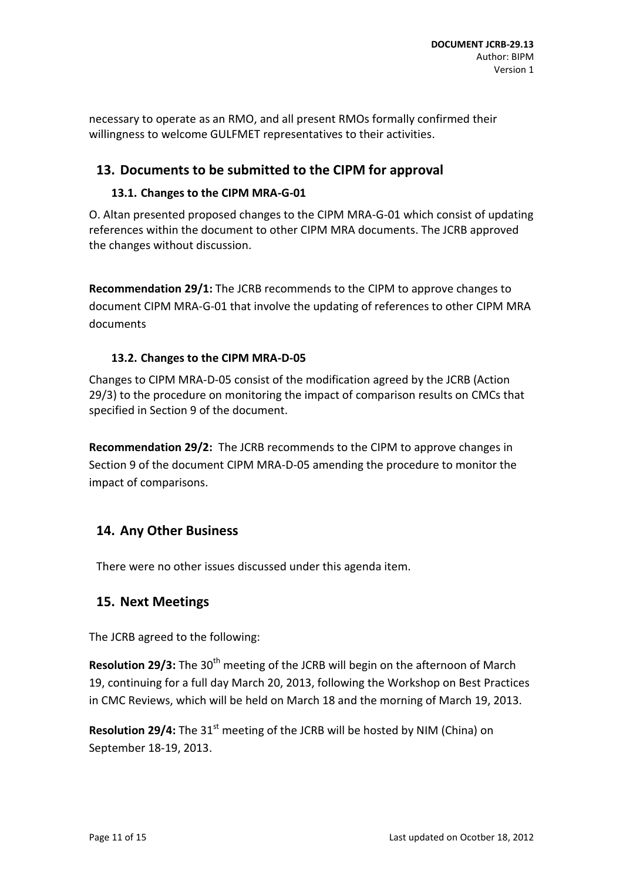necessary to operate as an RMO, and all present RMOs formally confirmed their willingness to welcome GULFMET representatives to their activities.

## 13. Documents to be submitted to the CIPM for approval

### 13.1. Changes to the CIPM MRA-G-01

O. Altan presented proposed changes to the CIPM MRA-G-01 which consist of updating references within the document to other CIPM MRA documents. The JCRB approved the changes without discussion.

**Recommendation 29/1:** The JCRB recommends to the CIPM to approve changes to document CIPM MRA-G-01 that involve the updating of references to other CIPM MRA documents

### 13.2. Changes to the CIPM MRA-D-05

Changes to CIPM MRA-D-05 consist of the modification agreed by the JCRB (Action 29/3) to the procedure on monitoring the impact of comparison results on CMCs that specified in Section 9 of the document.

**Recommendation 29/2:** The JCRB recommends to the CIPM to approve changes in Section 9 of the document CIPM MRA-D-05 amending the procedure to monitor the impact of comparisons.

## 14. Any Other Business

There were no other issues discussed under this agenda item.

## 15. Next Meetings

The JCRB agreed to the following:

**Resolution 29/3:** The 30th meeting of the JCRB will begin on the afternoon of March 19, continuing for a full day March 20, 2013, following the Workshop on Best Practices in CMC Reviews, which will be held on March 18 and the morning of March 19, 2013.

**Resolution 29/4:** The 31st meeting of the JCRB will be hosted by NIM (China) on September 18-19, 2013.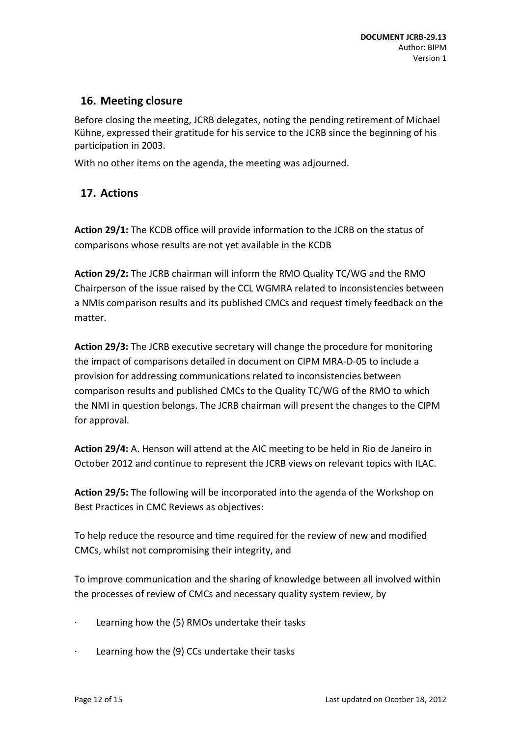## 16. Meeting closure

Before closing the meeting, JCRB delegates, noting the pending retirement of Michael Kühne, expressed their gratitude for his service to the JCRB since the beginning of his participation in 2003.

With no other items on the agenda, the meeting was adjourned.

## 17. Actions

**Action 29/1:** The KCDB office will provide information to the JCRB on the status of comparisons whose results are not yet available in the KCDB

**Action 29/2:** The JCRB chairman will inform the RMO Quality TC/WG and the RMO Chairperson of the issue raised by the CCL WGMRA related to inconsistencies between a NMIs comparison results and its published CMCs and request timely feedback on the matter.

**Action 29/3:** The JCRB executive secretary will change the procedure for monitoring the impact of comparisons detailed in document on CIPM MRA-D-05 to include a provision for addressing communications related to inconsistencies between comparison results and published CMCs to the Quality TC/WG of the RMO to which the NMI in question belongs. The JCRB chairman will present the changes to the CIPM for approval.

**Action 29/4:** A. Henson will attend at the AIC meeting to be held in Rio de Janeiro in October 2012 and continue to represent the JCRB views on relevant topics with ILAC.

**Action 29/5:** The following will be incorporated into the agenda of the Workshop on Best Practices in CMC Reviews as objectives:

To help reduce the resource and time required for the review of new and modified CMCs, whilst not compromising their integrity, and

To improve communication and the sharing of knowledge between all involved within the processes of review of CMCs and necessary quality system review, by

- Learning how the (5) RMOs undertake their tasks
- Learning how the (9) CCs undertake their tasks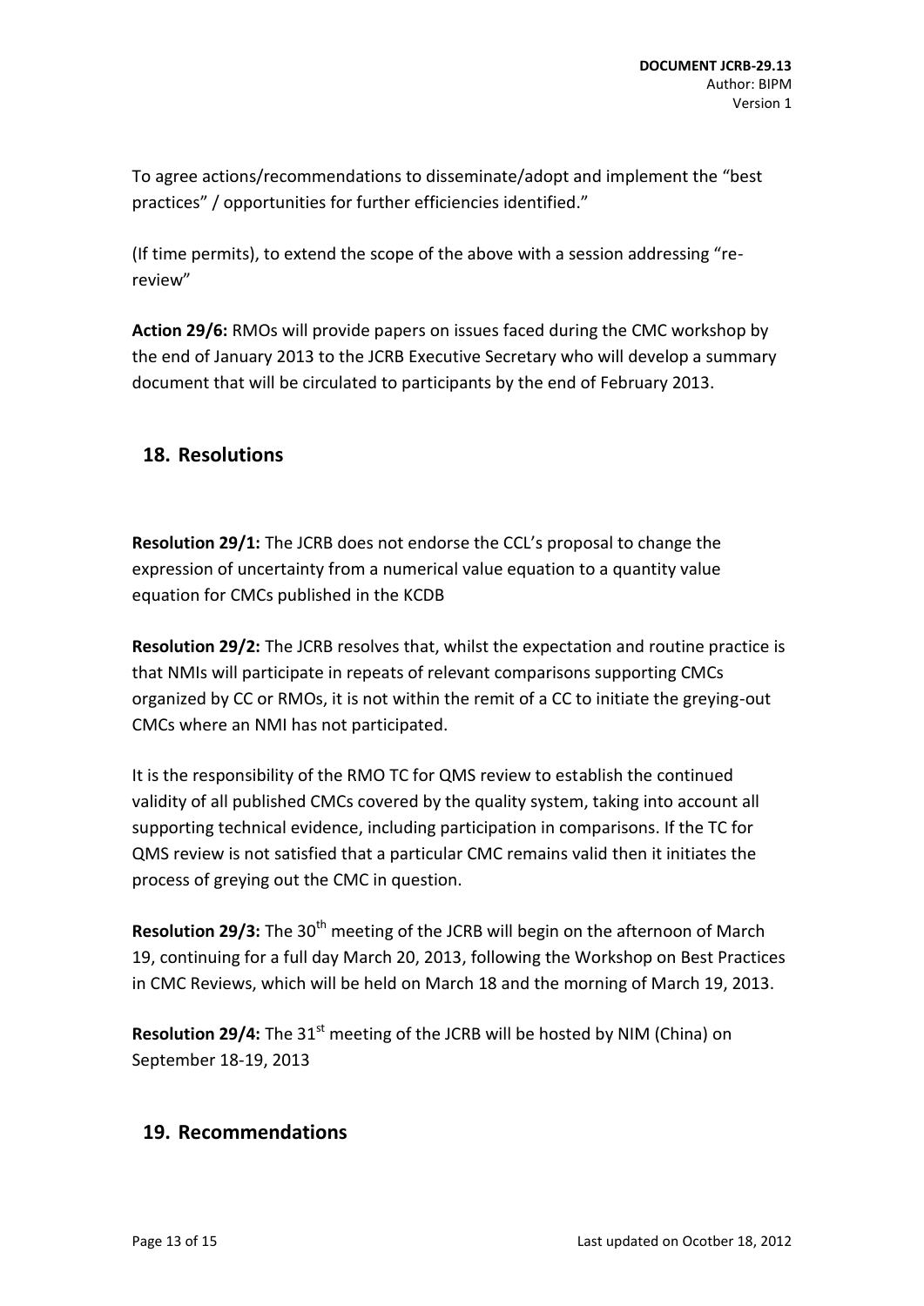To agree actions/recommendations to disseminate/adopt and implement the “best practices” / opportunities for further efficiencies identified.”

(If time permits), to extend the scope of the above with a session addressing “re-review”

**Action 29/6:** RMOs will provide papers on issues faced during the CMC workshop by the end of January 2013 to the JCRB Executive Secretary who will develop a summary document that will be circulated to participants by the end of February 2013.

## 18. Resolutions

**Resolution 29/1:** The JCRB does not endorse the CCL’s proposal to change the expression of uncertainty from a numerical value equation to a quantity value equation for CMCs published in the KCDB

**Resolution 29/2:** The JCRB resolves that, whilst the expectation and routine practice is that NMIs will participate in repeats of relevant comparisons supporting CMCs organized by CC or RMOs, it is not within the remit of a CC to initiate the greying-out CMCs where an NMI has not participated.

It is the responsibility of the RMO TC for QMS review to establish the continued validity of all published CMCs covered by the quality system, taking into account all supporting technical evidence, including participation in comparisons. If the TC for QMS review is not satisfied that a particular CMC remains valid then it initiates the process of greying out the CMC in question.

**Resolution 29/3:** The 30th meeting of the JCRB will begin on the afternoon of March 19, continuing for a full day March 20, 2013, following the Workshop on Best Practices in CMC Reviews, which will be held on March 18 and the morning of March 19, 2013.

**Resolution 29/4:** The 31st meeting of the JCRB will be hosted by NIM (China) on September 18-19, 2013

## 19. Recommendations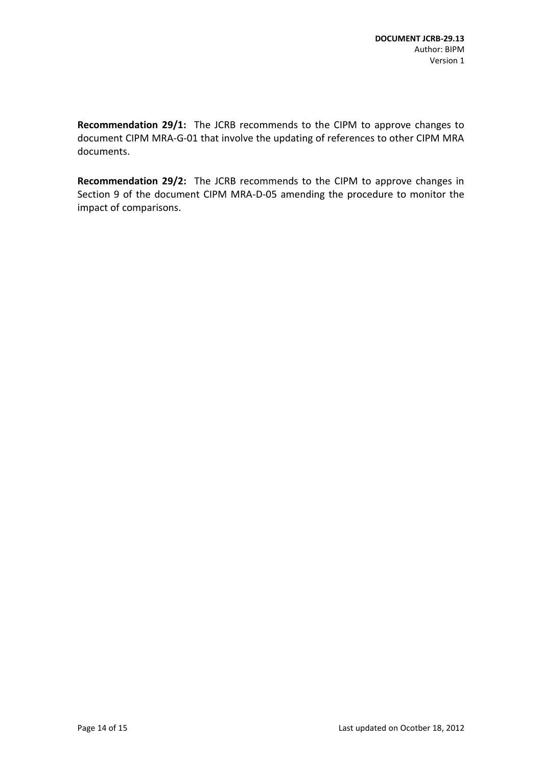**Recommendation 29/1:** The JCRB recommends to the CIPM to approve changes to document CIPM MRA-G-01 that involve the updating of references to other CIPM MRA documents.

**Recommendation 29/2:** The JCRB recommends to the CIPM to approve changes in Section 9 of the document CIPM MRA-D-05 amending the procedure to monitor the impact of comparisons.